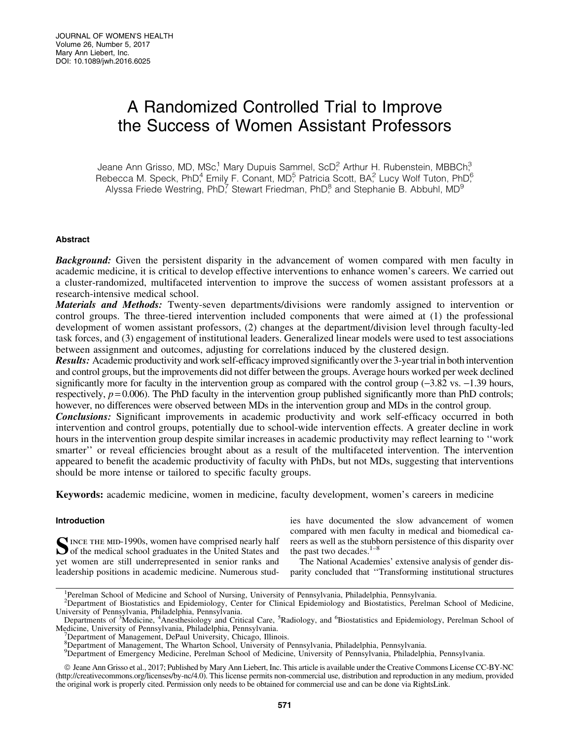JOURNAL OF WOMEN'S HEALTH
Volume 26, Number 5, 2017
Mary Ann Liebert, Inc.
DOI: 10.1089/jwh.2016.6025

# A Randomized Controlled Trial to Improve the Success of Women Assistant Professors

Jeane Ann Grisso, MD, MSc,[1] Mary Dupuis Sammel, ScD,[2] Arthur H. Rubenstein, MBBCh,[3] Rebecca M. Speck, PhD,[4] Emily F. Conant, MD,[5] Patricia Scott, BA,[2] Lucy Wolf Tuton, PhD,[6] Alyssa Friede Westring, PhD,[7] Stewart Friedman, PhD,[8] and Stephanie B. Abbuhl, MD[9]

## Abstract

***Background:*** Given the persistent disparity in the advancement of women compared with men faculty in academic medicine, it is critical to develop effective interventions to enhance women's careers. We carried out a cluster-randomized, multifaceted intervention to improve the success of women assistant professors at a research-intensive medical school.

***Materials and Methods:*** Twenty-seven departments/divisions were randomly assigned to intervention or control groups. The three-tiered intervention included components that were aimed at (1) the professional development of women assistant professors, (2) changes at the department/division level through faculty-led task forces, and (3) engagement of institutional leaders. Generalized linear models were used to test associations between assignment and outcomes, adjusting for correlations induced by the clustered design.

***Results:*** Academic productivity and work self-efficacy improved significantly over the 3-year trial in both intervention and control groups, but the improvements did not differ between the groups. Average hours worked per week declined significantly more for faculty in the intervention group as compared with the control group ($-3.82$ vs. $-1.39$ hours, respectively, $p = 0.006$). The PhD faculty in the intervention group published significantly more than PhD controls; however, no differences were observed between MDs in the intervention group and MDs in the control group.

***Conclusions:*** Significant improvements in academic productivity and work self-efficacy occurred in both intervention and control groups, potentially due to school-wide intervention effects. A greater decline in work hours in the intervention group despite similar increases in academic productivity may reflect learning to ''work smarter'' or reveal efficiencies brought about as a result of the multifaceted intervention. The intervention appeared to benefit the academic productivity of faculty with PhDs, but not MDs, suggesting that interventions should be more intense or tailored to specific faculty groups.

**Keywords:** academic medicine, women in medicine, faculty development, women's careers in medicine

## Introduction

Since the mid-1990s, women have comprised nearly half of the medical school graduates in the United States and yet women are still underrepresented in senior ranks and leadership positions in academic medicine. Numerous studies have documented the slow advancement of women compared with men faculty in medical and biomedical careers as well as the stubborn persistence of this disparity over the past two decades.[1–8]

The National Academies' extensive analysis of gender disparity concluded that ''Transforming institutional structures

---

[1]Perelman School of Medicine and School of Nursing, University of Pennsylvania, Philadelphia, Pennsylvania.
[2]Department of Biostatistics and Epidemiology, Center for Clinical Epidemiology and Biostatistics, Perelman School of Medicine, University of Pennsylvania, Philadelphia, Pennsylvania.
Departments of [3]Medicine, [4]Anesthesiology and Critical Care, [5]Radiology, and [6]Biostatistics and Epidemiology, Perelman School of Medicine, University of Pennsylvania, Philadelphia, Pennsylvania.
[7]Department of Management, DePaul University, Chicago, Illinois.
[8]Department of Management, The Wharton School, University of Pennsylvania, Philadelphia, Pennsylvania.
[9]Department of Emergency Medicine, Perelman School of Medicine, University of Pennsylvania, Philadelphia, Pennsylvania.

© Jeane Ann Grisso et al., 2017; Published by Mary Ann Liebert, Inc. This article is available under the Creative Commons License CC-BY-NC (http://creativecommons.org/licenses/by-nc/4.0). This license permits non-commercial use, distribution and reproduction in any medium, provided the original work is properly cited. Permission only needs to be obtained for commercial use and can be done via RightsLink.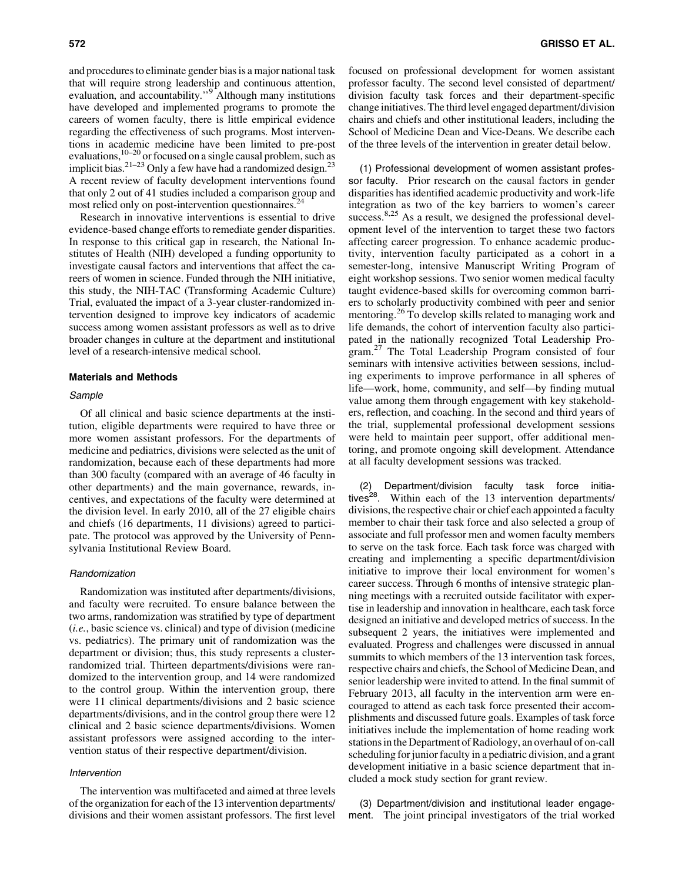and procedures to eliminate gender bias is a major national task that will require strong leadership and continuous attention, evaluation, and accountability."[9] Although many institutions have developed and implemented programs to promote the careers of women faculty, there is little empirical evidence regarding the effectiveness of such programs. Most interventions in academic medicine have been limited to pre-post evaluations,[10–20] or focused on a single causal problem, such as implicit bias.[21–23] Only a few have had a randomized design.[23] A recent review of faculty development interventions found that only 2 out of 41 studies included a comparison group and most relied only on post-intervention questionnaires.[24]

Research in innovative interventions is essential to drive evidence-based change efforts to remediate gender disparities. In response to this critical gap in research, the National Institutes of Health (NIH) developed a funding opportunity to investigate causal factors and interventions that affect the careers of women in science. Funded through the NIH initiative, this study, the NIH-TAC (Transforming Academic Culture) Trial, evaluated the impact of a 3-year cluster-randomized intervention designed to improve key indicators of academic success among women assistant professors as well as to drive broader changes in culture at the department and institutional level of a research-intensive medical school.

## Materials and Methods

### *Sample*

Of all clinical and basic science departments at the institution, eligible departments were required to have three or more women assistant professors. For the departments of medicine and pediatrics, divisions were selected as the unit of randomization, because each of these departments had more than 300 faculty (compared with an average of 46 faculty in other departments) and the main governance, rewards, incentives, and expectations of the faculty were determined at the division level. In early 2010, all of the 27 eligible chairs and chiefs (16 departments, 11 divisions) agreed to participate. The protocol was approved by the University of Pennsylvania Institutional Review Board.

### *Randomization*

Randomization was instituted after departments/divisions, and faculty were recruited. To ensure balance between the two arms, randomization was stratified by type of department (*i.e.*, basic science vs. clinical) and type of division (medicine vs. pediatrics). The primary unit of randomization was the department or division; thus, this study represents a cluster-randomized trial. Thirteen departments/divisions were randomized to the intervention group, and 14 were randomized to the control group. Within the intervention group, there were 11 clinical departments/divisions and 2 basic science departments/divisions, and in the control group there were 12 clinical and 2 basic science departments/divisions. Women assistant professors were assigned according to the intervention status of their respective department/division.

### *Intervention*

The intervention was multifaceted and aimed at three levels of the organization for each of the 13 intervention departments/divisions and their women assistant professors. The first level focused on professional development for women assistant professor faculty. The second level consisted of department/division faculty task forces and their department-specific change initiatives. The third level engaged department/division chairs and chiefs and other institutional leaders, including the School of Medicine Dean and Vice-Deans. We describe each of the three levels of the intervention in greater detail below.

(1) Professional development of women assistant professor faculty. Prior research on the causal factors in gender disparities has identified academic productivity and work-life integration as two of the key barriers to women's career success.[8,25] As a result, we designed the professional development level of the intervention to target these two factors affecting career progression. To enhance academic productivity, intervention faculty participated as a cohort in a semester-long, intensive Manuscript Writing Program of eight workshop sessions. Two senior women medical faculty taught evidence-based skills for overcoming common barriers to scholarly productivity combined with peer and senior mentoring.[26] To develop skills related to managing work and life demands, the cohort of intervention faculty also participated in the nationally recognized Total Leadership Program.[27] The Total Leadership Program consisted of four seminars with intensive activities between sessions, including experiments to improve performance in all spheres of life—work, home, community, and self—by finding mutual value among them through engagement with key stakeholders, reflection, and coaching. In the second and third years of the trial, supplemental professional development sessions were held to maintain peer support, offer additional mentoring, and promote ongoing skill development. Attendance at all faculty development sessions was tracked.

(2) Department/division faculty task force initiatives[28]. Within each of the 13 intervention departments/divisions, the respective chair or chief each appointed a faculty member to chair their task force and also selected a group of associate and full professor men and women faculty members to serve on the task force. Each task force was charged with creating and implementing a specific department/division initiative to improve their local environment for women's career success. Through 6 months of intensive strategic planning meetings with a recruited outside facilitator with expertise in leadership and innovation in healthcare, each task force designed an initiative and developed metrics of success. In the subsequent 2 years, the initiatives were implemented and evaluated. Progress and challenges were discussed in annual summits to which members of the 13 intervention task forces, respective chairs and chiefs, the School of Medicine Dean, and senior leadership were invited to attend. In the final summit of February 2013, all faculty in the intervention arm were encouraged to attend as each task force presented their accomplishments and discussed future goals. Examples of task force initiatives include the implementation of home reading work stations in the Department of Radiology, an overhaul of on-call scheduling for junior faculty in a pediatric division, and a grant development initiative in a basic science department that included a mock study section for grant review.

(3) Department/division and institutional leader engagement. The joint principal investigators of the trial worked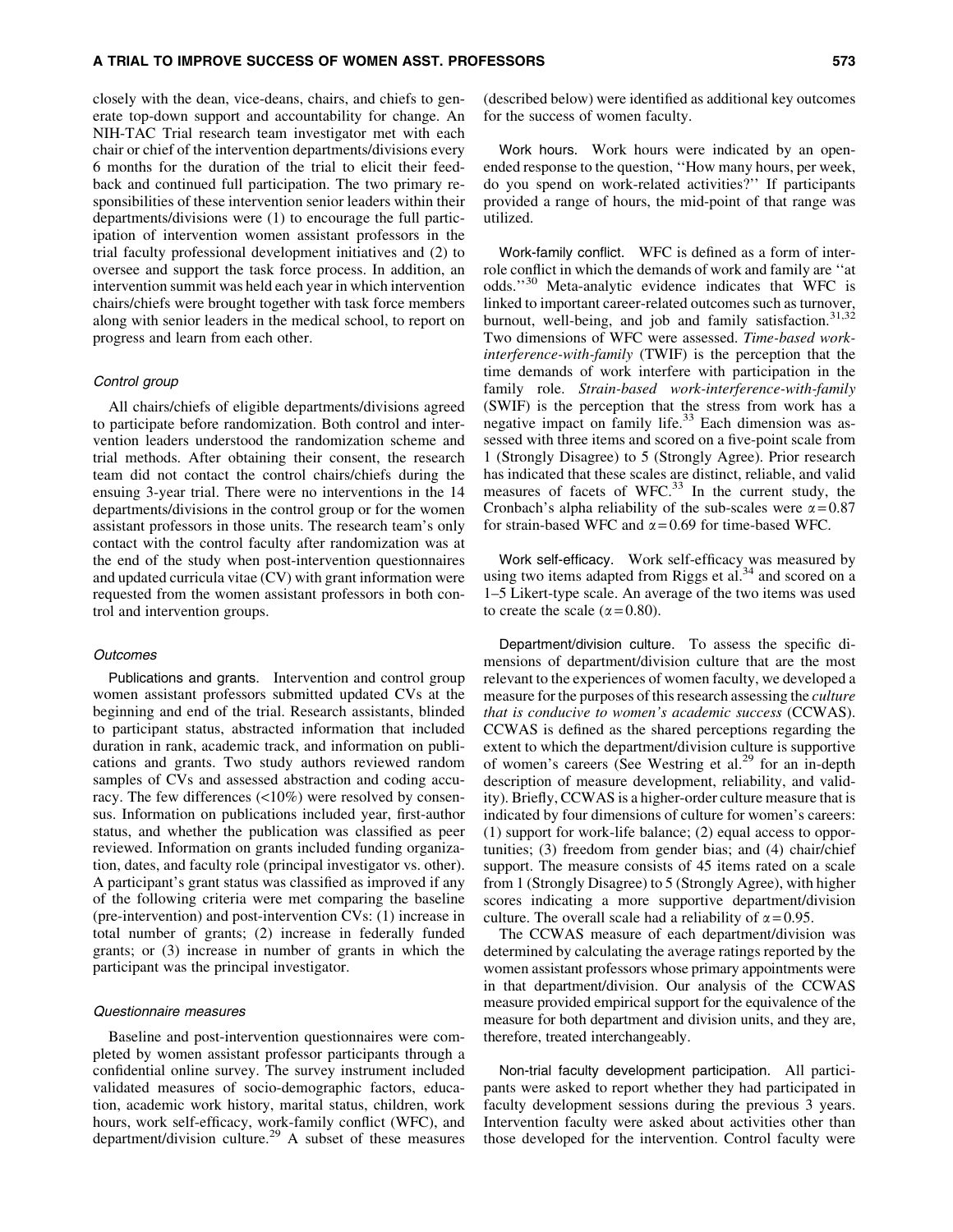closely with the dean, vice-deans, chairs, and chiefs to generate top-down support and accountability for change. An NIH-TAC Trial research team investigator met with each chair or chief of the intervention departments/divisions every 6 months for the duration of the trial to elicit their feedback and continued full participation. The two primary responsibilities of these intervention senior leaders within their departments/divisions were (1) to encourage the full participation of intervention women assistant professors in the trial faculty professional development initiatives and (2) to oversee and support the task force process. In addition, an intervention summit was held each year in which intervention chairs/chiefs were brought together with task force members along with senior leaders in the medical school, to report on progress and learn from each other.

### *Control group*

All chairs/chiefs of eligible departments/divisions agreed to participate before randomization. Both control and intervention leaders understood the randomization scheme and trial methods. After obtaining their consent, the research team did not contact the control chairs/chiefs during the ensuing 3-year trial. There were no interventions in the 14 departments/divisions in the control group or for the women assistant professors in those units. The research team's only contact with the control faculty after randomization was at the end of the study when post-intervention questionnaires and updated curricula vitae (CV) with grant information were requested from the women assistant professors in both control and intervention groups.

### *Outcomes*

Publications and grants. Intervention and control group women assistant professors submitted updated CVs at the beginning and end of the trial. Research assistants, blinded to participant status, abstracted information that included duration in rank, academic track, and information on publications and grants. Two study authors reviewed random samples of CVs and assessed abstraction and coding accuracy. The few differences (<10%) were resolved by consensus. Information on publications included year, first-author status, and whether the publication was classified as peer reviewed. Information on grants included funding organization, dates, and faculty role (principal investigator vs. other). A participant's grant status was classified as improved if any of the following criteria were met comparing the baseline (pre-intervention) and post-intervention CVs: (1) increase in total number of grants; (2) increase in federally funded grants; or (3) increase in number of grants in which the participant was the principal investigator.

### *Questionnaire measures*

Baseline and post-intervention questionnaires were completed by women assistant professor participants through a confidential online survey. The survey instrument included validated measures of socio-demographic factors, education, academic work history, marital status, children, work hours, work self-efficacy, work-family conflict (WFC), and department/division culture.[29] A subset of these measures (described below) were identified as additional key outcomes for the success of women faculty.

Work hours. Work hours were indicated by an open-ended response to the question, ''How many hours, per week, do you spend on work-related activities?'' If participants provided a range of hours, the mid-point of that range was utilized.

Work-family conflict. WFC is defined as a form of inter-role conflict in which the demands of work and family are ''at odds.''[30] Meta-analytic evidence indicates that WFC is linked to important career-related outcomes such as turnover, burnout, well-being, and job and family satisfaction.[31,32] Two dimensions of WFC were assessed. *Time-based work-interference-with-family* (TWIF) is the perception that the time demands of work interfere with participation in the family role. *Strain-based work-interference-with-family* (SWIF) is the perception that the stress from work has a negative impact on family life.[33] Each dimension was assessed with three items and scored on a five-point scale from 1 (Strongly Disagree) to 5 (Strongly Agree). Prior research has indicated that these scales are distinct, reliable, and valid measures of facets of WFC.[33] In the current study, the Cronbach's alpha reliability of the sub-scales were $\alpha = 0.87$ for strain-based WFC and $\alpha = 0.69$ for time-based WFC.

Work self-efficacy. Work self-efficacy was measured by using two items adapted from Riggs et al.[34] and scored on a 1–5 Likert-type scale. An average of the two items was used to create the scale ($\alpha = 0.80$).

Department/division culture. To assess the specific dimensions of department/division culture that are the most relevant to the experiences of women faculty, we developed a measure for the purposes of this research assessing the *culture that is conducive to women's academic success* (CCWAS). CCWAS is defined as the shared perceptions regarding the extent to which the department/division culture is supportive of women's careers (See Westring et al.[29] for an in-depth description of measure development, reliability, and validity). Briefly, CCWAS is a higher-order culture measure that is indicated by four dimensions of culture for women's careers: (1) support for work-life balance; (2) equal access to opportunities; (3) freedom from gender bias; and (4) chair/chief support. The measure consists of 45 items rated on a scale from 1 (Strongly Disagree) to 5 (Strongly Agree), with higher scores indicating a more supportive department/division culture. The overall scale had a reliability of $\alpha = 0.95$.

The CCWAS measure of each department/division was determined by calculating the average ratings reported by the women assistant professors whose primary appointments were in that department/division. Our analysis of the CCWAS measure provided empirical support for the equivalence of the measure for both department and division units, and they are, therefore, treated interchangeably.

Non-trial faculty development participation. All participants were asked to report whether they had participated in faculty development sessions during the previous 3 years. Intervention faculty were asked about activities other than those developed for the intervention. Control faculty were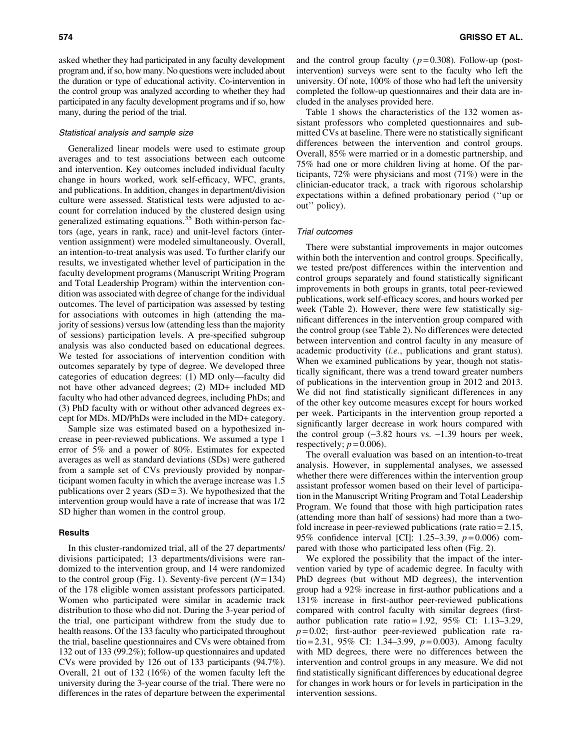asked whether they had participated in any faculty development program and, if so, how many. No questions were included about the duration or type of educational activity. Co-intervention in the control group was analyzed according to whether they had participated in any faculty development programs and if so, how many, during the period of the trial.

### *Statistical analysis and sample size*

Generalized linear models were used to estimate group averages and to test associations between each outcome and intervention. Key outcomes included individual faculty change in hours worked, work self-efficacy, WFC, grants, and publications. In addition, changes in department/division culture were assessed. Statistical tests were adjusted to account for correlation induced by the clustered design using generalized estimating equations.[35] Both within-person factors (age, years in rank, race) and unit-level factors (intervention assignment) were modeled simultaneously. Overall, an intention-to-treat analysis was used. To further clarify our results, we investigated whether level of participation in the faculty development programs (Manuscript Writing Program and Total Leadership Program) within the intervention condition was associated with degree of change for the individual outcomes. The level of participation was assessed by testing for associations with outcomes in high (attending the majority of sessions) versus low (attending less than the majority of sessions) participation levels. A pre-specified subgroup analysis was also conducted based on educational degrees. We tested for associations of intervention condition with outcomes separately by type of degree. We developed three categories of education degrees: (1) MD only—faculty did not have other advanced degrees; (2) MD+ included MD faculty who had other advanced degrees, including PhDs; and (3) PhD faculty with or without other advanced degrees except for MDs. MD/PhDs were included in the MD+ category.

Sample size was estimated based on a hypothesized increase in peer-reviewed publications. We assumed a type 1 error of 5% and a power of 80%. Estimates for expected averages as well as standard deviations (SDs) were gathered from a sample set of CVs previously provided by nonparticipant women faculty in which the average increase was 1.5 publications over 2 years (SD = 3). We hypothesized that the intervention group would have a rate of increase that was 1/2 SD higher than women in the control group.

## Results

In this cluster-randomized trial, all of the 27 departments/divisions participated; 13 departments/divisions were randomized to the intervention group, and 14 were randomized to the control group (Fig. 1). Seventy-five percent ($N = 134$) of the 178 eligible women assistant professors participated. Women who participated were similar in academic track distribution to those who did not. During the 3-year period of the trial, one participant withdrew from the study due to health reasons. Of the 133 faculty who participated throughout the trial, baseline questionnaires and CVs were obtained from 132 out of 133 (99.2%); follow-up questionnaires and updated CVs were provided by 126 out of 133 participants (94.7%). Overall, 21 out of 132 (16%) of the women faculty left the university during the 3-year course of the trial. There were no differences in the rates of departure between the experimental and the control group faculty ($p = 0.308$). Follow-up (post-intervention) surveys were sent to the faculty who left the university. Of note, 100% of those who had left the university completed the follow-up questionnaires and their data are included in the analyses provided here.

Table 1 shows the characteristics of the 132 women assistant professors who completed questionnaires and submitted CVs at baseline. There were no statistically significant differences between the intervention and control groups. Overall, 85% were married or in a domestic partnership, and 75% had one or more children living at home. Of the participants, 72% were physicians and most (71%) were in the clinician-educator track, a track with rigorous scholarship expectations within a defined probationary period (''up or out'' policy).

### *Trial outcomes*

There were substantial improvements in major outcomes within both the intervention and control groups. Specifically, we tested pre/post differences within the intervention and control groups separately and found statistically significant improvements in both groups in grants, total peer-reviewed publications, work self-efficacy scores, and hours worked per week (Table 2). However, there were few statistically significant differences in the intervention group compared with the control group (see Table 2). No differences were detected between intervention and control faculty in any measure of academic productivity (*i.e.*, publications and grant status). When we examined publications by year, though not statistically significant, there was a trend toward greater numbers of publications in the intervention group in 2012 and 2013. We did not find statistically significant differences in any of the other key outcome measures except for hours worked per week. Participants in the intervention group reported a significantly larger decrease in work hours compared with the control group (−3.82 hours vs. −1.39 hours per week, respectively; $p = 0.006$).

The overall evaluation was based on an intention-to-treat analysis. However, in supplemental analyses, we assessed whether there were differences within the intervention group assistant professor women based on their level of participation in the Manuscript Writing Program and Total Leadership Program. We found that those with high participation rates (attending more than half of sessions) had more than a two-fold increase in peer-reviewed publications (rate ratio = 2.15, 95% confidence interval [CI]: 1.25–3.39, $p = 0.006$) compared with those who participated less often (Fig. 2).

We explored the possibility that the impact of the intervention varied by type of academic degree. In faculty with PhD degrees (but without MD degrees), the intervention group had a 92% increase in first-author publications and a 131% increase in first-author peer-reviewed publications compared with control faculty with similar degrees (first-author publication rate ratio = 1.92, 95% CI: 1.13–3.29, $p = 0.02$; first-author peer-reviewed publication rate ratio = 2.31, 95% CI: 1.34–3.99, $p = 0.003$). Among faculty with MD degrees, there were no differences between the intervention and control groups in any measure. We did not find statistically significant differences by educational degree for changes in work hours or for levels in participation in the intervention sessions.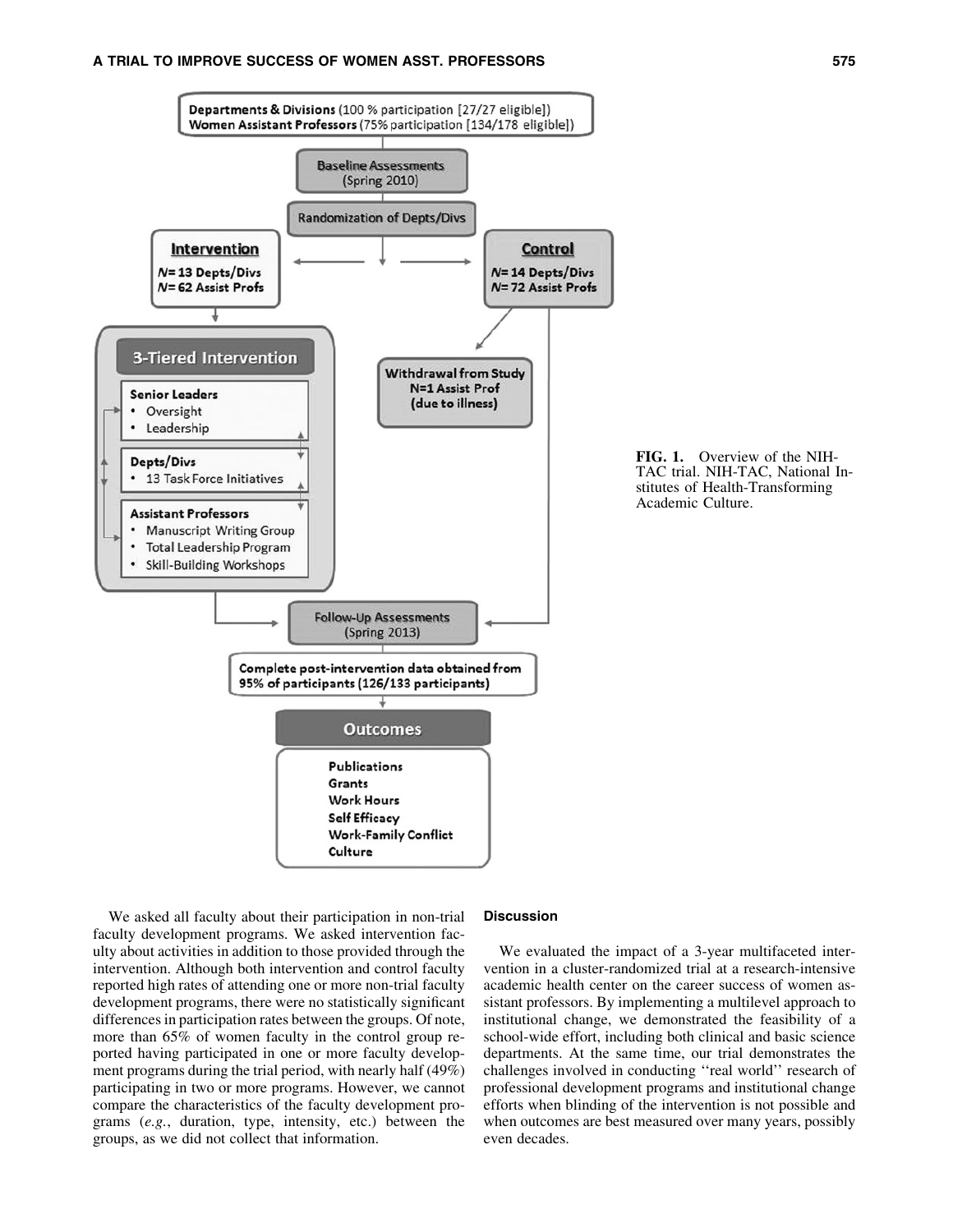Departments & Divisions (100 % participation [27/27 eligible])
Women Assistant Professors (75% participation [134/178 eligible])

Baseline Assessments (Spring 2010)

Randomization of Depts/Divs

**Intervention**
N= 13 Depts/Divs
N= 62 Assist Profs

**Control**
N= 14 Depts/Divs
N= 72 Assist Profs

Withdrawal from Study
N=1 Assist Prof
(due to illness)

**3-Tiered Intervention**

Senior Leaders
- Oversight
- Leadership

Depts/Divs
- 13 Task Force Initiatives

Assistant Professors
- Manuscript Writing Group
- Total Leadership Program
- Skill-Building Workshops

Follow-Up Assessments (Spring 2013)

Complete post-intervention data obtained from 95% of participants (126/133 participants)

**Outcomes**

Publications
Grants
Work Hours
Self Efficacy
Work-Family Conflict
Culture

**FIG. 1.** Overview of the NIH-TAC trial. NIH-TAC, National Institutes of Health-Transforming Academic Culture.

We asked all faculty about their participation in non-trial faculty development programs. We asked intervention faculty about activities in addition to those provided through the intervention. Although both intervention and control faculty reported high rates of attending one or more non-trial faculty development programs, there were no statistically significant differences in participation rates between the groups. Of note, more than 65% of women faculty in the control group reported having participated in one or more faculty development programs during the trial period, with nearly half (49%) participating in two or more programs. However, we cannot compare the characteristics of the faculty development programs (*e.g.*, duration, type, intensity, etc.) between the groups, as we did not collect that information.

## Discussion

We evaluated the impact of a 3-year multifaceted intervention in a cluster-randomized trial at a research-intensive academic health center on the career success of women assistant professors. By implementing a multilevel approach to institutional change, we demonstrated the feasibility of a school-wide effort, including both clinical and basic science departments. At the same time, our trial demonstrates the challenges involved in conducting ''real world'' research of professional development programs and institutional change efforts when blinding of the intervention is not possible and when outcomes are best measured over many years, possibly even decades.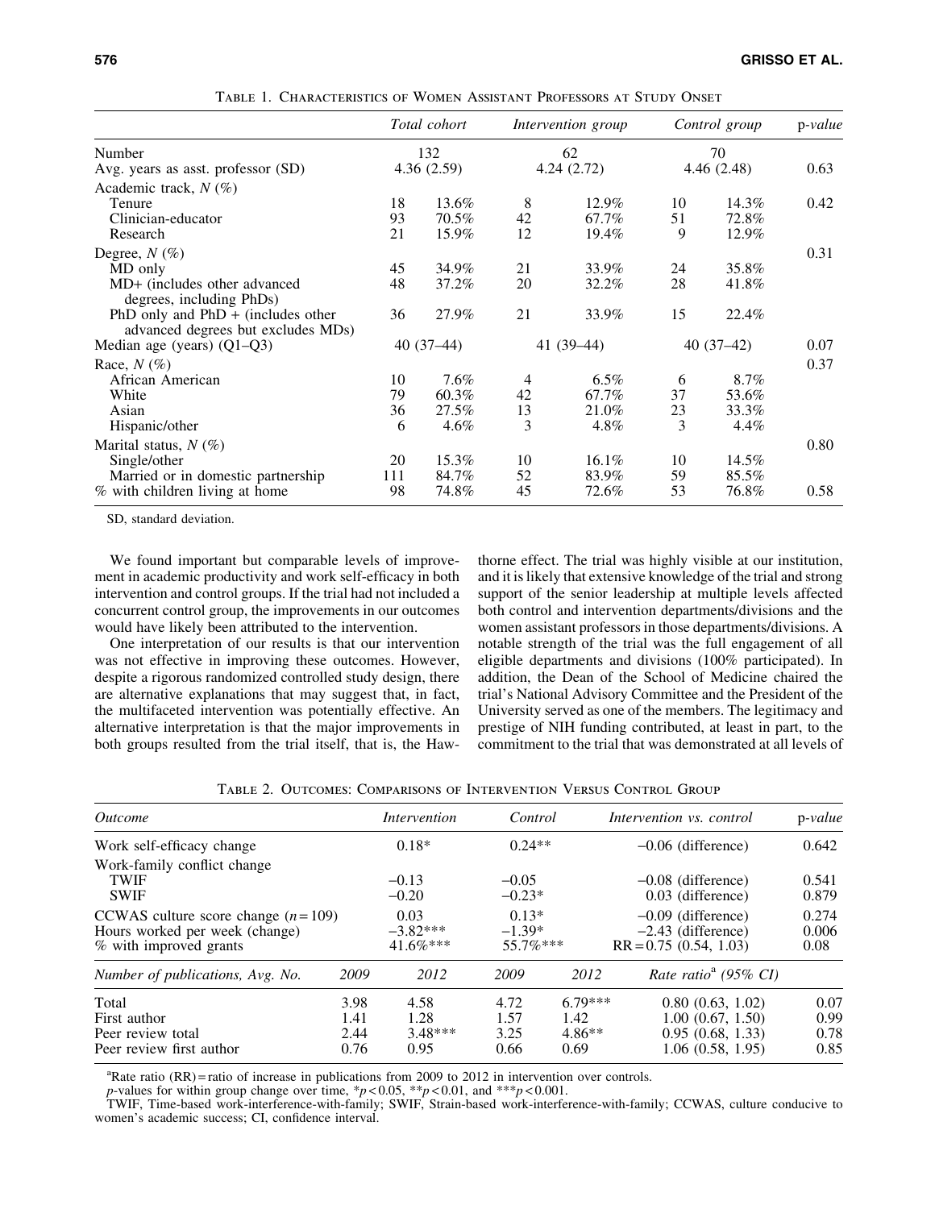Table 1. Characteristics of Women Assistant Professors at Study Onset

| | Total cohort | | Intervention group | | Control group | | p-value |
|---|---|---|---|---|---|---|---|
| Number | 132 | | 62 | | 70 | | |
| Avg. years as asst. professor (SD) | 4.36 (2.59) | | 4.24 (2.72) | | 4.46 (2.48) | | 0.63 |
| Academic track, $N$ (%) | | | | | | | |
| Tenure | 18 | 13.6% | 8 | 12.9% | 10 | 14.3% | 0.42 |
| Clinician-educator | 93 | 70.5% | 42 | 67.7% | 51 | 72.8% | |
| Research | 21 | 15.9% | 12 | 19.4% | 9 | 12.9% | |
| Degree, $N$ (%) | | | | | | | 0.31 |
| MD only | 45 | 34.9% | 21 | 33.9% | 24 | 35.8% | |
| MD+ (includes other advanced degrees, including PhDs) | 48 | 37.2% | 20 | 32.2% | 28 | 41.8% | |
| PhD only and PhD + (includes other advanced degrees but excludes MDs) | 36 | 27.9% | 21 | 33.9% | 15 | 22.4% | |
| Median age (years) (Q1–Q3) | 40 (37–44) | | 41 (39–44) | | 40 (37–42) | | 0.07 |
| Race, $N$ (%) | | | | | | | 0.37 |
| African American | 10 | 7.6% | 4 | 6.5% | 6 | 8.7% | |
| White | 79 | 60.3% | 42 | 67.7% | 37 | 53.6% | |
| Asian | 36 | 27.5% | 13 | 21.0% | 23 | 33.3% | |
| Hispanic/other | 6 | 4.6% | 3 | 4.8% | 3 | 4.4% | |
| Marital status, $N$ (%) | | | | | | | 0.80 |
| Single/other | 20 | 15.3% | 10 | 16.1% | 10 | 14.5% | |
| Married or in domestic partnership | 111 | 84.7% | 52 | 83.9% | 59 | 85.5% | |
| % with children living at home | 98 | 74.8% | 45 | 72.6% | 53 | 76.8% | 0.58 |

SD, standard deviation.

We found important but comparable levels of improvement in academic productivity and work self-efficacy in both intervention and control groups. If the trial had not included a concurrent control group, the improvements in our outcomes would have likely been attributed to the intervention.

One interpretation of our results is that our intervention was not effective in improving these outcomes. However, despite a rigorous randomized controlled study design, there are alternative explanations that may suggest that, in fact, the multifaceted intervention was potentially effective. An alternative interpretation is that the major improvements in both groups resulted from the trial itself, that is, the Hawthorne effect. The trial was highly visible at our institution, and it is likely that extensive knowledge of the trial and strong support of the senior leadership at multiple levels affected both control and intervention departments/divisions and the women assistant professors in those departments/divisions. A notable strength of the trial was the full engagement of all eligible departments and divisions (100% participated). In addition, the Dean of the School of Medicine chaired the trial's National Advisory Committee and the President of the University served as one of the members. The legitimacy and prestige of NIH funding contributed, at least in part, to the commitment to the trial that was demonstrated at all levels of

Table 2. Outcomes: Comparisons of Intervention Versus Control Group

| *Outcome* | | *Intervention* | | *Control* | *Intervention vs. control* | p-*value* |
|---|---|---|---|---|---|---|
| Work self-efficacy change | | 0.18* | | 0.24** | −0.06 (difference) | 0.642 |
| Work-family conflict change | | | | | | |
| TWIF | | −0.13 | | −0.05 | −0.08 (difference) | 0.541 |
| SWIF | | −0.20 | | −0.23* | 0.03 (difference) | 0.879 |
| CCWAS culture score change ($n$ = 109) | | 0.03 | | 0.13* | −0.09 (difference) | 0.274 |
| Hours worked per week (change) | | −3.82*** | | −1.39* | −2.43 (difference) | 0.006 |
| % with improved grants | | 41.6%*** | | 55.7%*** | RR = 0.75 (0.54, 1.03) | 0.08 |
| *Number of publications, Avg. No.* | *2009* | *2012* | *2009* | *2012* | *Rate ratio*[a] *(95% CI)* | |
| Total | 3.98 | 4.58 | 4.72 | 6.79*** | 0.80 (0.63, 1.02) | 0.07 |
| First author | 1.41 | 1.28 | 1.57 | 1.42 | 1.00 (0.67, 1.50) | 0.99 |
| Peer review total | 2.44 | 3.48*** | 3.25 | 4.86** | 0.95 (0.68, 1.33) | 0.78 |
| Peer review first author | 0.76 | 0.95 | 0.66 | 0.69 | 1.06 (0.58, 1.95) | 0.85 |

[a]Rate ratio (RR) = ratio of increase in publications from 2009 to 2012 in intervention over controls.

*p*-values for within group change over time, *$p < 0.05$, **$p < 0.01$, and ***$p < 0.001$.

TWIF, Time-based work-interference-with-family; SWIF, Strain-based work-interference-with-family; CCWAS, culture conducive to women's academic success; CI, confidence interval.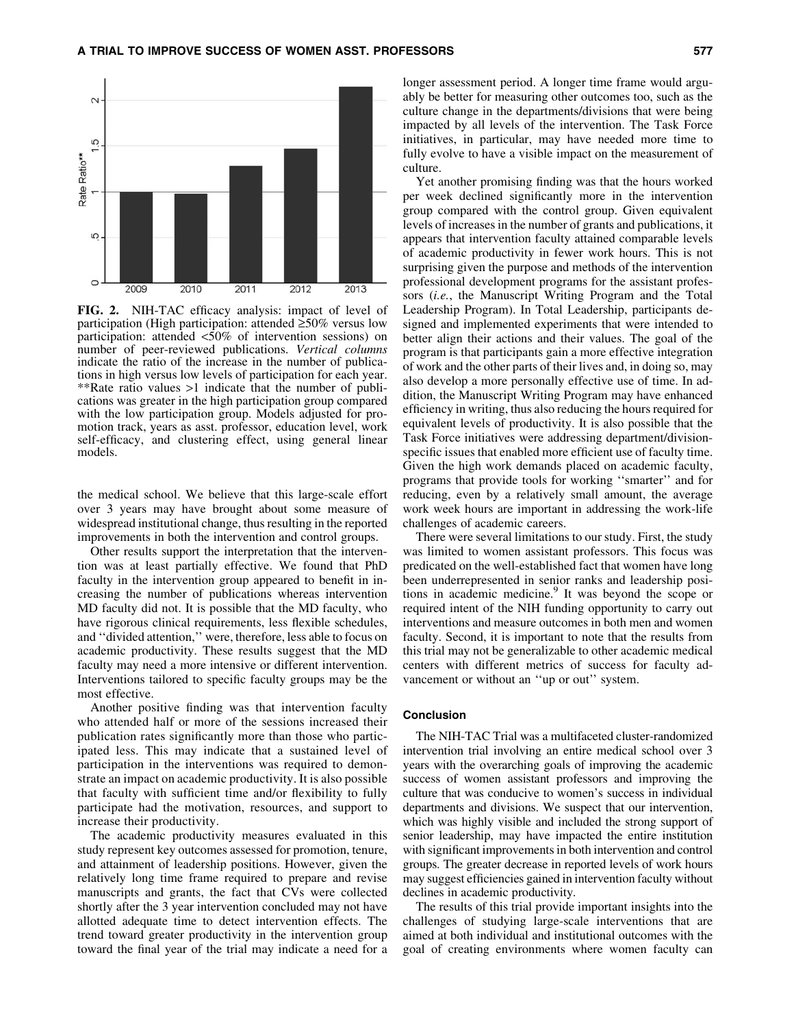Rate Ratio**

0

.5

1

1.5

2

2009 2010 2011 2012 2013

**FIG. 2.** NIH-TAC efficacy analysis: impact of level of participation (High participation: attended ≥50% versus low participation: attended <50% of intervention sessions) on number of peer-reviewed publications. *Vertical columns* indicate the ratio of the increase in the number of publications in high versus low levels of participation for each year. **Rate ratio values >1 indicate that the number of publications was greater in the high participation group compared with the low participation group. Models adjusted for promotion track, years as asst. professor, education level, work self-efficacy, and clustering effect, using general linear models.

the medical school. We believe that this large-scale effort over 3 years may have brought about some measure of widespread institutional change, thus resulting in the reported improvements in both the intervention and control groups.

Other results support the interpretation that the intervention was at least partially effective. We found that PhD faculty in the intervention group appeared to benefit in increasing the number of publications whereas intervention MD faculty did not. It is possible that the MD faculty, who have rigorous clinical requirements, less flexible schedules, and ''divided attention,'' were, therefore, less able to focus on academic productivity. These results suggest that the MD faculty may need a more intensive or different intervention. Interventions tailored to specific faculty groups may be the most effective.

Another positive finding was that intervention faculty who attended half or more of the sessions increased their publication rates significantly more than those who participated less. This may indicate that a sustained level of participation in the interventions was required to demonstrate an impact on academic productivity. It is also possible that faculty with sufficient time and/or flexibility to fully participate had the motivation, resources, and support to increase their productivity.

The academic productivity measures evaluated in this study represent key outcomes assessed for promotion, tenure, and attainment of leadership positions. However, given the relatively long time frame required to prepare and revise manuscripts and grants, the fact that CVs were collected shortly after the 3 year intervention concluded may not have allotted adequate time to detect intervention effects. The trend toward greater productivity in the intervention group toward the final year of the trial may indicate a need for a longer assessment period. A longer time frame would arguably be better for measuring other outcomes too, such as the culture change in the departments/divisions that were being impacted by all levels of the intervention. The Task Force initiatives, in particular, may have needed more time to fully evolve to have a visible impact on the measurement of culture.

Yet another promising finding was that the hours worked per week declined significantly more in the intervention group compared with the control group. Given equivalent levels of increases in the number of grants and publications, it appears that intervention faculty attained comparable levels of academic productivity in fewer work hours. This is not surprising given the purpose and methods of the intervention professional development programs for the assistant professors (*i.e.*, the Manuscript Writing Program and the Total Leadership Program). In Total Leadership, participants designed and implemented experiments that were intended to better align their actions and their values. The goal of the program is that participants gain a more effective integration of work and the other parts of their lives and, in doing so, may also develop a more personally effective use of time. In addition, the Manuscript Writing Program may have enhanced efficiency in writing, thus also reducing the hours required for equivalent levels of productivity. It is also possible that the Task Force initiatives were addressing department/division-specific issues that enabled more efficient use of faculty time. Given the high work demands placed on academic faculty, programs that provide tools for working ''smarter'' and for reducing, even by a relatively small amount, the average work week hours are important in addressing the work-life challenges of academic careers.

There were several limitations to our study. First, the study was limited to women assistant professors. This focus was predicated on the well-established fact that women have long been underrepresented in senior ranks and leadership positions in academic medicine.[9] It was beyond the scope or required intent of the NIH funding opportunity to carry out interventions and measure outcomes in both men and women faculty. Second, it is important to note that the results from this trial may not be generalizable to other academic medical centers with different metrics of success for faculty advancement or without an ''up or out'' system.

### Conclusion

The NIH-TAC Trial was a multifaceted cluster-randomized intervention trial involving an entire medical school over 3 years with the overarching goals of improving the academic success of women assistant professors and improving the culture that was conducive to women's success in individual departments and divisions. We suspect that our intervention, which was highly visible and included the strong support of senior leadership, may have impacted the entire institution with significant improvements in both intervention and control groups. The greater decrease in reported levels of work hours may suggest efficiencies gained in intervention faculty without declines in academic productivity.

The results of this trial provide important insights into the challenges of studying large-scale interventions that are aimed at both individual and institutional outcomes with the goal of creating environments where women faculty can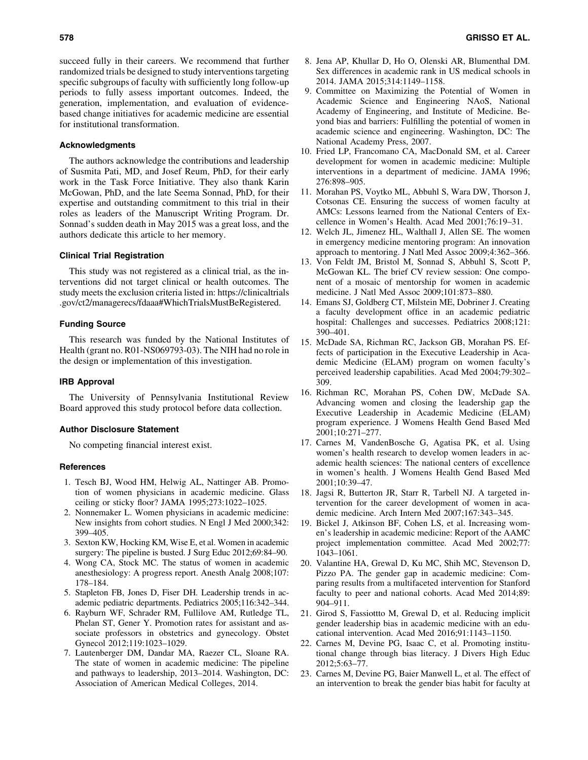succeed fully in their careers. We recommend that further randomized trials be designed to study interventions targeting specific subgroups of faculty with sufficiently long follow-up periods to fully assess important outcomes. Indeed, the generation, implementation, and evaluation of evidence-based change initiatives for academic medicine are essential for institutional transformation.

### Acknowledgments

The authors acknowledge the contributions and leadership of Susmita Pati, MD, and Josef Reum, PhD, for their early work in the Task Force Initiative. They also thank Karin McGowan, PhD, and the late Seema Sonnad, PhD, for their expertise and outstanding commitment to this trial in their roles as leaders of the Manuscript Writing Program. Dr. Sonnad's sudden death in May 2015 was a great loss, and the authors dedicate this article to her memory.

### Clinical Trial Registration

This study was not registered as a clinical trial, as the interventions did not target clinical or health outcomes. The study meets the exclusion criteria listed in: https://clinicaltrials.gov/ct2/managerecs/fdaaa#WhichTrialsMustBeRegistered.

### Funding Source

This research was funded by the National Institutes of Health (grant no. R01-NS069793-03). The NIH had no role in the design or implementation of this investigation.

### IRB Approval

The University of Pennsylvania Institutional Review Board approved this study protocol before data collection.

### Author Disclosure Statement

No competing financial interest exist.

### References

1. Tesch BJ, Wood HM, Helwig AL, Nattinger AB. Promotion of women physicians in academic medicine. Glass ceiling or sticky floor? JAMA 1995;273:1022–1025.
2. Nonnemaker L. Women physicians in academic medicine: New insights from cohort studies. N Engl J Med 2000;342: 399–405.
3. Sexton KW, Hocking KM, Wise E, et al. Women in academic surgery: The pipeline is busted. J Surg Educ 2012;69:84–90.
4. Wong CA, Stock MC. The status of women in academic anesthesiology: A progress report. Anesth Analg 2008;107: 178–184.
5. Stapleton FB, Jones D, Fiser DH. Leadership trends in academic pediatric departments. Pediatrics 2005;116:342–344.
6. Rayburn WF, Schrader RM, Fullilove AM, Rutledge TL, Phelan ST, Gener Y. Promotion rates for assistant and associate professors in obstetrics and gynecology. Obstet Gynecol 2012;119:1023–1029.
7. Lautenberger DM, Dandar MA, Raezer CL, Sloane RA. The state of women in academic medicine: The pipeline and pathways to leadership, 2013–2014. Washington, DC: Association of American Medical Colleges, 2014.
8. Jena AP, Khullar D, Ho O, Olenski AR, Blumenthal DM. Sex differences in academic rank in US medical schools in 2014. JAMA 2015;314:1149–1158.
9. Committee on Maximizing the Potential of Women in Academic Science and Engineering NAoS, National Academy of Engineering, and Institute of Medicine. Beyond bias and barriers: Fulfilling the potential of women in academic science and engineering. Washington, DC: The National Academy Press, 2007.
10. Fried LP, Francomano CA, MacDonald SM, et al. Career development for women in academic medicine: Multiple interventions in a department of medicine. JAMA 1996; 276:898–905.
11. Morahan PS, Voytko ML, Abbuhl S, Wara DW, Thorson J, Cotsonas CE. Ensuring the success of women faculty at AMCs: Lessons learned from the National Centers of Excellence in Women's Health. Acad Med 2001;76:19–31.
12. Welch JL, Jimenez HL, Walthall J, Allen SE. The women in emergency medicine mentoring program: An innovation approach to mentoring. J Natl Med Assoc 2009;4:362–366.
13. Von Feldt JM, Bristol M, Sonnad S, Abbuhl S, Scott P, McGowan KL. The brief CV review session: One component of a mosaic of mentorship for women in academic medicine. J Natl Med Assoc 2009;101:873–880.
14. Emans SJ, Goldberg CT, Milstein ME, Dobriner J. Creating a faculty development office in an academic pediatric hospital: Challenges and successes. Pediatrics 2008;121: 390–401.
15. McDade SA, Richman RC, Jackson GB, Morahan PS. Effects of participation in the Executive Leadership in Academic Medicine (ELAM) program on women faculty's perceived leadership capabilities. Acad Med 2004;79:302–309.
16. Richman RC, Morahan PS, Cohen DW, McDade SA. Advancing women and closing the leadership gap the Executive Leadership in Academic Medicine (ELAM) program experience. J Womens Health Gend Based Med 2001;10:271–277.
17. Carnes M, VandenBosche G, Agatisa PK, et al. Using women's health research to develop women leaders in academic health sciences: The national centers of excellence in women's health. J Womens Health Gend Based Med 2001;10:39–47.
18. Jagsi R, Butterton JR, Starr R, Tarbell NJ. A targeted intervention for the career development of women in academic medicine. Arch Intern Med 2007;167:343–345.
19. Bickel J, Atkinson BF, Cohen LS, et al. Increasing women's leadership in academic medicine: Report of the AAMC project implementation committee. Acad Med 2002;77: 1043–1061.
20. Valantine HA, Grewal D, Ku MC, Shih MC, Stevenson D, Pizzo PA. The gender gap in academic medicine: Comparing results from a multifaceted intervention for Stanford faculty to peer and national cohorts. Acad Med 2014;89: 904–911.
21. Girod S, Fassiottto M, Grewal D, et al. Reducing implicit gender leadership bias in academic medicine with an educational intervention. Acad Med 2016;91:1143–1150.
22. Carnes M, Devine PG, Isaac C, et al. Promoting institutional change through bias literacy. J Divers High Educ 2012;5:63–77.
23. Carnes M, Devine PG, Baier Manwell L, et al. The effect of an intervention to break the gender bias habit for faculty at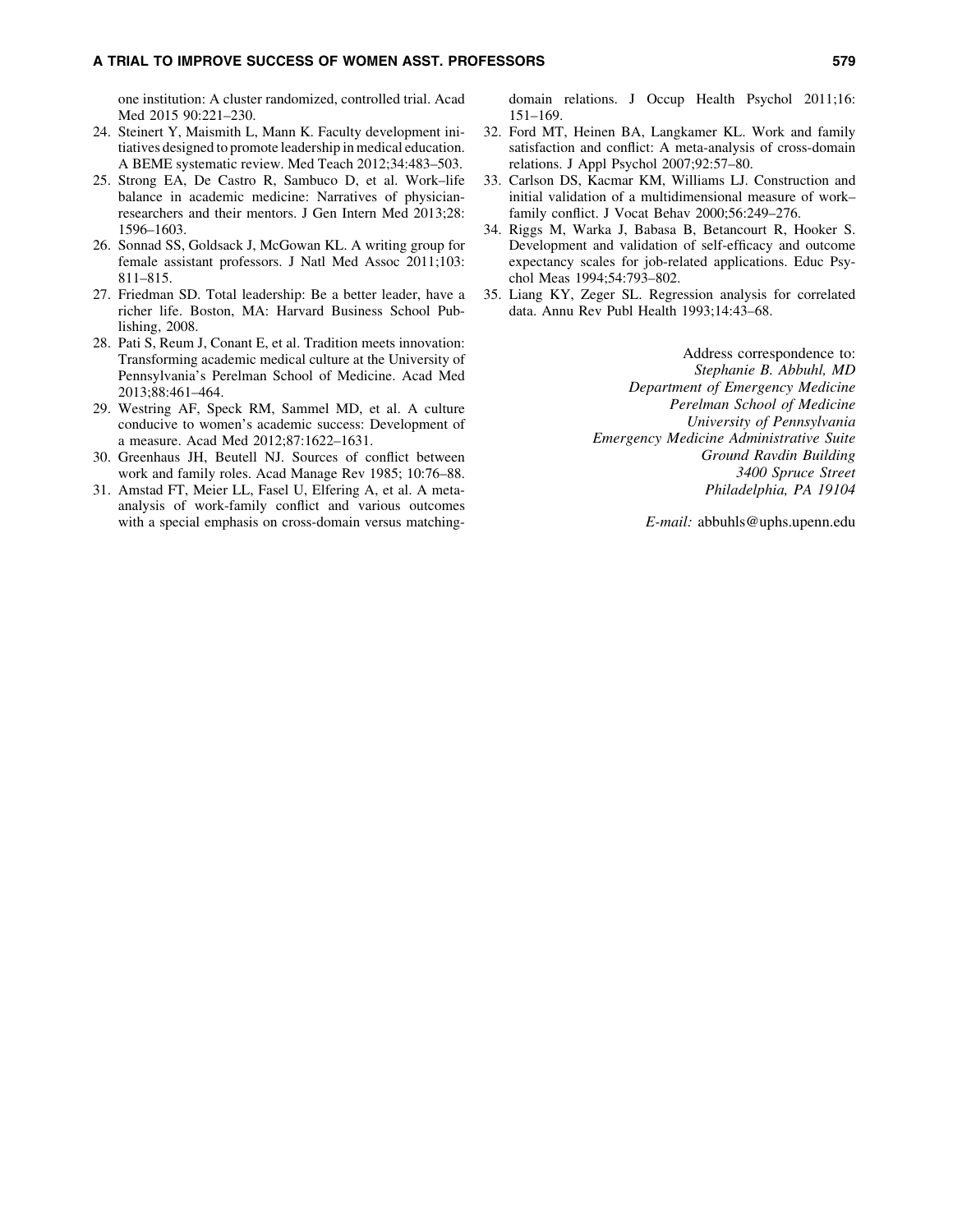one institution: A cluster randomized, controlled trial. Acad Med 2015 90:221–230.

24. Steinert Y, Maismith L, Mann K. Faculty development initiatives designed to promote leadership in medical education. A BEME systematic review. Med Teach 2012;34:483–503.
25. Strong EA, De Castro R, Sambuco D, et al. Work–life balance in academic medicine: Narratives of physician-researchers and their mentors. J Gen Intern Med 2013;28: 1596–1603.
26. Sonnad SS, Goldsack J, McGowan KL. A writing group for female assistant professors. J Natl Med Assoc 2011;103: 811–815.
27. Friedman SD. Total leadership: Be a better leader, have a richer life. Boston, MA: Harvard Business School Publishing, 2008.
28. Pati S, Reum J, Conant E, et al. Tradition meets innovation: Transforming academic medical culture at the University of Pennsylvania's Perelman School of Medicine. Acad Med 2013;88:461–464.
29. Westring AF, Speck RM, Sammel MD, et al. A culture conducive to women's academic success: Development of a measure. Acad Med 2012;87:1622–1631.
30. Greenhaus JH, Beutell NJ. Sources of conflict between work and family roles. Acad Manage Rev 1985; 10:76–88.
31. Amstad FT, Meier LL, Fasel U, Elfering A, et al. A meta-analysis of work-family conflict and various outcomes with a special emphasis on cross-domain versus matching-domain relations. J Occup Health Psychol 2011;16: 151–169.
32. Ford MT, Heinen BA, Langkamer KL. Work and family satisfaction and conflict: A meta-analysis of cross-domain relations. J Appl Psychol 2007;92:57–80.
33. Carlson DS, Kacmar KM, Williams LJ. Construction and initial validation of a multidimensional measure of work–family conflict. J Vocat Behav 2000;56:249–276.
34. Riggs M, Warka J, Babasa B, Betancourt R, Hooker S. Development and validation of self-efficacy and outcome expectancy scales for job-related applications. Educ Psychol Meas 1994;54:793–802.
35. Liang KY, Zeger SL. Regression analysis for correlated data. Annu Rev Publ Health 1993;14:43–68.

Address correspondence to:
*Stephanie B. Abbuhl, MD*
*Department of Emergency Medicine*
*Perelman School of Medicine*
*University of Pennsylvania*
*Emergency Medicine Administrative Suite*
*Ground Ravdin Building*
*3400 Spruce Street*
*Philadelphia, PA 19104*

*E-mail:* abbuhls@uphs.upenn.edu